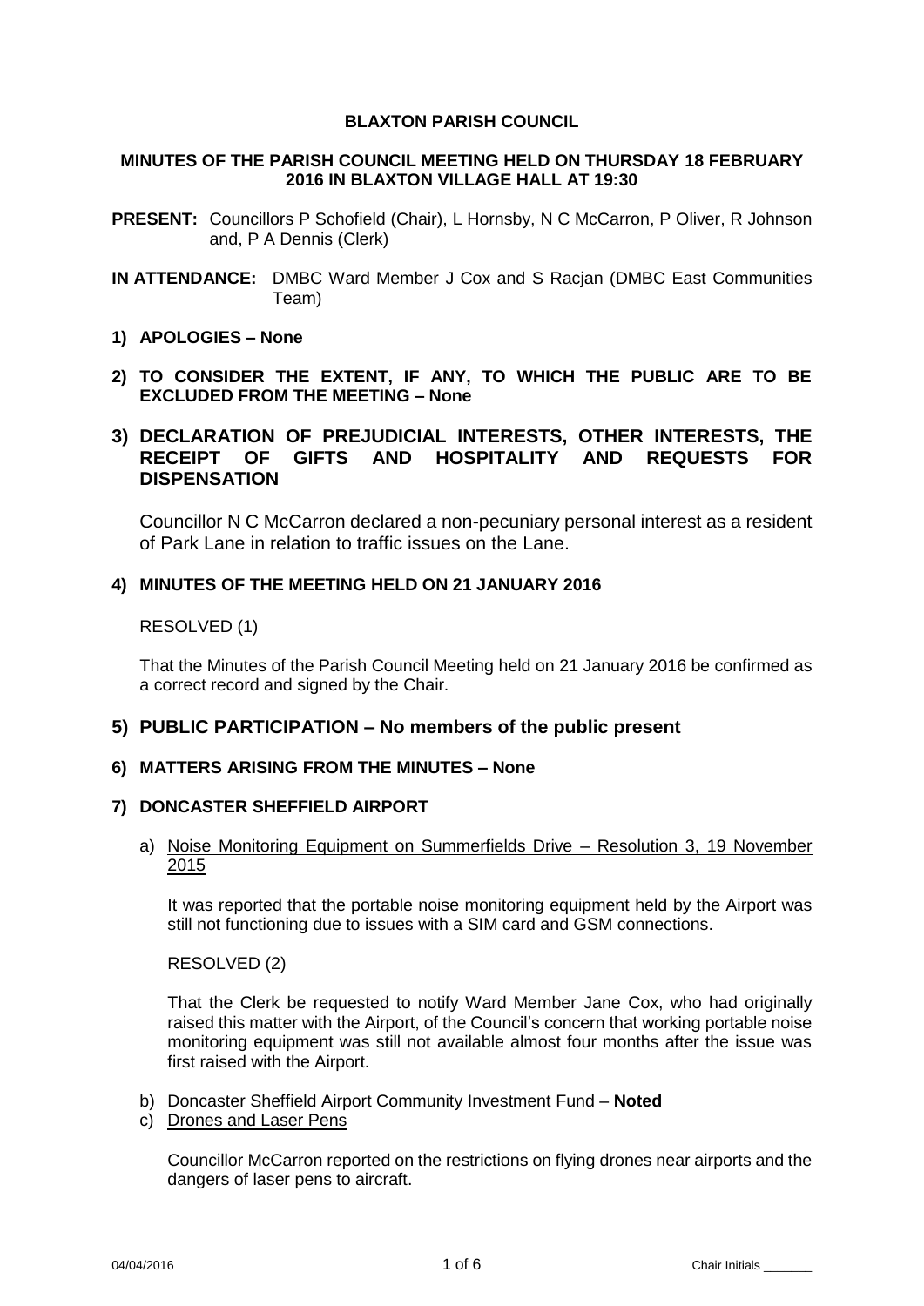# BLAXTON PARISH COUNCIL

## MINUTES OF THE PARISH COUNCIL MEETING HELD ON THURSDAY 18 FEBRUARY 2016 IN BLAXTON VILLAGE HALL AT 19:30

**PRESENT:** Councillors P Schofield (Chair), L Hornsby, N C McCarron, P Oliver, R Johnson and, P A Dennis (Clerk)

**IN ATTENDANCE:** DMBC Ward Member J Cox and S Racjan (DMBC East Communities Team)

### 1) APOLOGIES – None

### 2) TO CONSIDER THE EXTENT, IF ANY, TO WHICH THE PUBLIC ARE TO BE EXCLUDED FROM THE MEETING – None

### 3) DECLARATION OF PREJUDICIAL INTERESTS, OTHER INTERESTS, THE RECEIPT OF GIFTS AND HOSPITALITY AND REQUESTS FOR DISPENSATION

Councillor N C McCarron declared a non-pecuniary personal interest as a resident of Park Lane in relation to traffic issues on the Lane.

### 4) MINUTES OF THE MEETING HELD ON 21 JANUARY 2016

RESOLVED (1)

That the Minutes of the Parish Council Meeting held on 21 January 2016 be confirmed as a correct record and signed by the Chair.

### 5) PUBLIC PARTICIPATION – No members of the public present

### 6) MATTERS ARISING FROM THE MINUTES – None

### 7) DONCASTER SHEFFIELD AIRPORT

a) Noise Monitoring Equipment on Summerfields Drive – Resolution 3, 19 November 2015

It was reported that the portable noise monitoring equipment held by the Airport was still not functioning due to issues with a SIM card and GSM connections.

RESOLVED (2)

That the Clerk be requested to notify Ward Member Jane Cox, who had originally raised this matter with the Airport, of the Council's concern that working portable noise monitoring equipment was still not available almost four months after the issue was first raised with the Airport.

b) Doncaster Sheffield Airport Community Investment Fund – **Noted**

c) Drones and Laser Pens

Councillor McCarron reported on the restrictions on flying drones near airports and the dangers of laser pens to aircraft.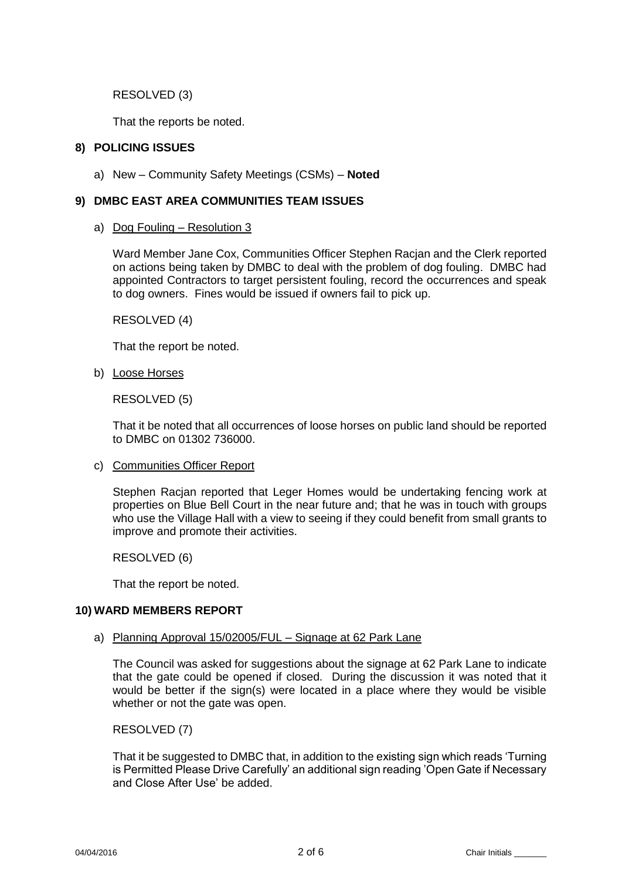RESOLVED (3)

That the reports be noted.

## 8) POLICING ISSUES

a) New – Community Safety Meetings (CSMs) – **Noted**

## 9) DMBC EAST AREA COMMUNITIES TEAM ISSUES

a) Dog Fouling – Resolution 3

Ward Member Jane Cox, Communities Officer Stephen Racjan and the Clerk reported on actions being taken by DMBC to deal with the problem of dog fouling. DMBC had appointed Contractors to target persistent fouling, record the occurrences and speak to dog owners. Fines would be issued if owners fail to pick up.

RESOLVED (4)

That the report be noted.

b) Loose Horses

RESOLVED (5)

That it be noted that all occurrences of loose horses on public land should be reported to DMBC on 01302 736000.

c) Communities Officer Report

Stephen Racjan reported that Leger Homes would be undertaking fencing work at properties on Blue Bell Court in the near future and; that he was in touch with groups who use the Village Hall with a view to seeing if they could benefit from small grants to improve and promote their activities.

RESOLVED (6)

That the report be noted.

## 10) WARD MEMBERS REPORT

a) Planning Approval 15/02005/FUL – Signage at 62 Park Lane

The Council was asked for suggestions about the signage at 62 Park Lane to indicate that the gate could be opened if closed. During the discussion it was noted that it would be better if the sign(s) were located in a place where they would be visible whether or not the gate was open.

RESOLVED (7)

That it be suggested to DMBC that, in addition to the existing sign which reads 'Turning is Permitted Please Drive Carefully' an additional sign reading 'Open Gate if Necessary and Close After Use' be added.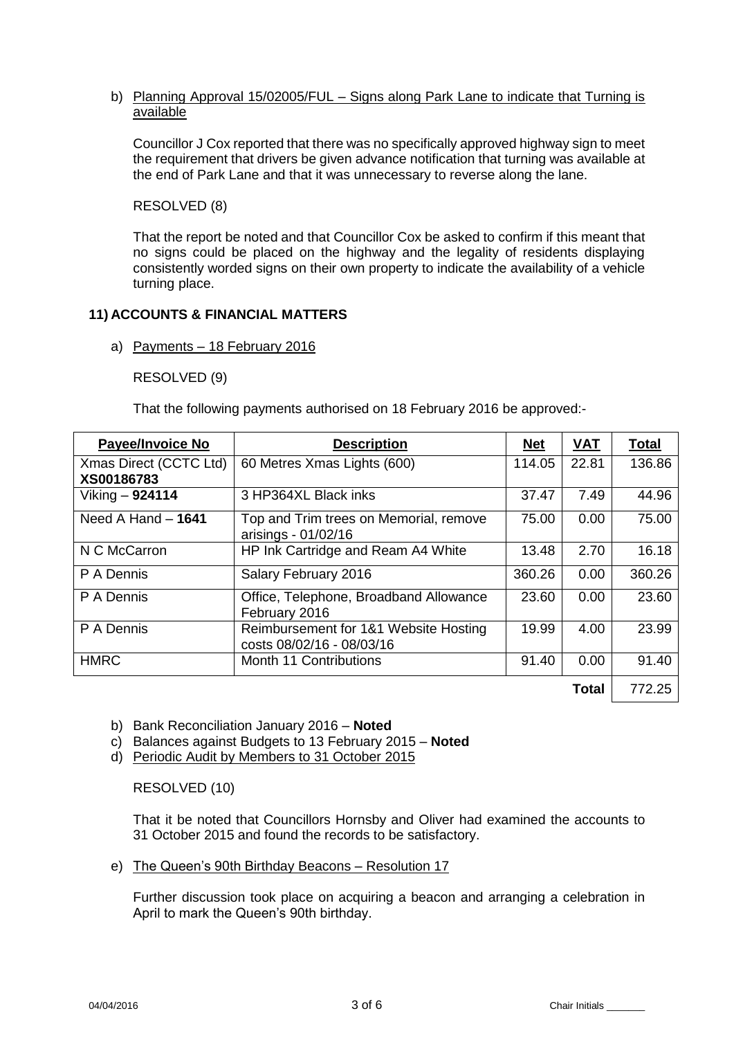b) Planning Approval 15/02005/FUL – Signs along Park Lane to indicate that Turning is available

Councillor J Cox reported that there was no specifically approved highway sign to meet the requirement that drivers be given advance notification that turning was available at the end of Park Lane and that it was unnecessary to reverse along the lane.

RESOLVED (8)

That the report be noted and that Councillor Cox be asked to confirm if this meant that no signs could be placed on the highway and the legality of residents displaying consistently worded signs on their own property to indicate the availability of a vehicle turning place.

## 11) ACCOUNTS & FINANCIAL MATTERS

a) Payments – 18 February 2016

RESOLVED (9)

That the following payments authorised on 18 February 2016 be approved:-

| Payee/Invoice No | Description | Net | VAT | Total |
|---|---|---|---|---|
| Xmas Direct (CCTC Ltd) **XS00186783** | 60 Metres Xmas Lights (600) | 114.05 | 22.81 | 136.86 |
| Viking – **924114** | 3 HP364XL Black inks | 37.47 | 7.49 | 44.96 |
| Need A Hand – **1641** | Top and Trim trees on Memorial, remove arisings - 01/02/16 | 75.00 | 0.00 | 75.00 |
| N C McCarron | HP Ink Cartridge and Ream A4 White | 13.48 | 2.70 | 16.18 |
| P A Dennis | Salary February 2016 | 360.26 | 0.00 | 360.26 |
| P A Dennis | Office, Telephone, Broadband Allowance February 2016 | 23.60 | 0.00 | 23.60 |
| P A Dennis | Reimbursement for 1&1 Website Hosting costs 08/02/16 - 08/03/16 | 19.99 | 4.00 | 23.99 |
| HMRC | Month 11 Contributions | 91.40 | 0.00 | 91.40 |
| | | | **Total** | 772.25 |

b) Bank Reconciliation January 2016 – **Noted**
c) Balances against Budgets to 13 February 2015 – **Noted**
d) Periodic Audit by Members to 31 October 2015

RESOLVED (10)

That it be noted that Councillors Hornsby and Oliver had examined the accounts to 31 October 2015 and found the records to be satisfactory.

e) The Queen's 90th Birthday Beacons – Resolution 17

Further discussion took place on acquiring a beacon and arranging a celebration in April to mark the Queen's 90th birthday.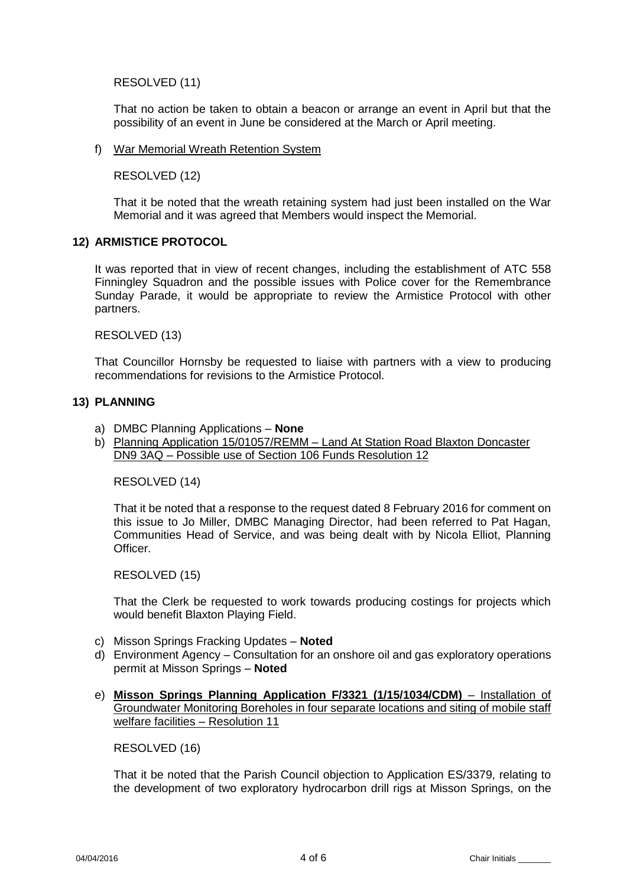RESOLVED (11)

That no action be taken to obtain a beacon or arrange an event in April but that the possibility of an event in June be considered at the March or April meeting.

f) War Memorial Wreath Retention System

RESOLVED (12)

That it be noted that the wreath retaining system had just been installed on the War Memorial and it was agreed that Members would inspect the Memorial.

## 12) ARMISTICE PROTOCOL

It was reported that in view of recent changes, including the establishment of ATC 558 Finningley Squadron and the possible issues with Police cover for the Remembrance Sunday Parade, it would be appropriate to review the Armistice Protocol with other partners.

RESOLVED (13)

That Councillor Hornsby be requested to liaise with partners with a view to producing recommendations for revisions to the Armistice Protocol.

## 13) PLANNING

a) DMBC Planning Applications – **None**

b) Planning Application 15/01057/REMM – Land At Station Road Blaxton Doncaster DN9 3AQ – Possible use of Section 106 Funds Resolution 12

RESOLVED (14)

That it be noted that a response to the request dated 8 February 2016 for comment on this issue to Jo Miller, DMBC Managing Director, had been referred to Pat Hagan, Communities Head of Service, and was being dealt with by Nicola Elliot, Planning Officer.

RESOLVED (15)

That the Clerk be requested to work towards producing costings for projects which would benefit Blaxton Playing Field.

c) Misson Springs Fracking Updates – **Noted**

d) Environment Agency – Consultation for an onshore oil and gas exploratory operations permit at Misson Springs – **Noted**

e) **Misson Springs Planning Application F/3321 (1/15/1034/CDM)** – Installation of Groundwater Monitoring Boreholes in four separate locations and siting of mobile staff welfare facilities – Resolution 11

RESOLVED (16)

That it be noted that the Parish Council objection to Application ES/3379, relating to the development of two exploratory hydrocarbon drill rigs at Misson Springs, on the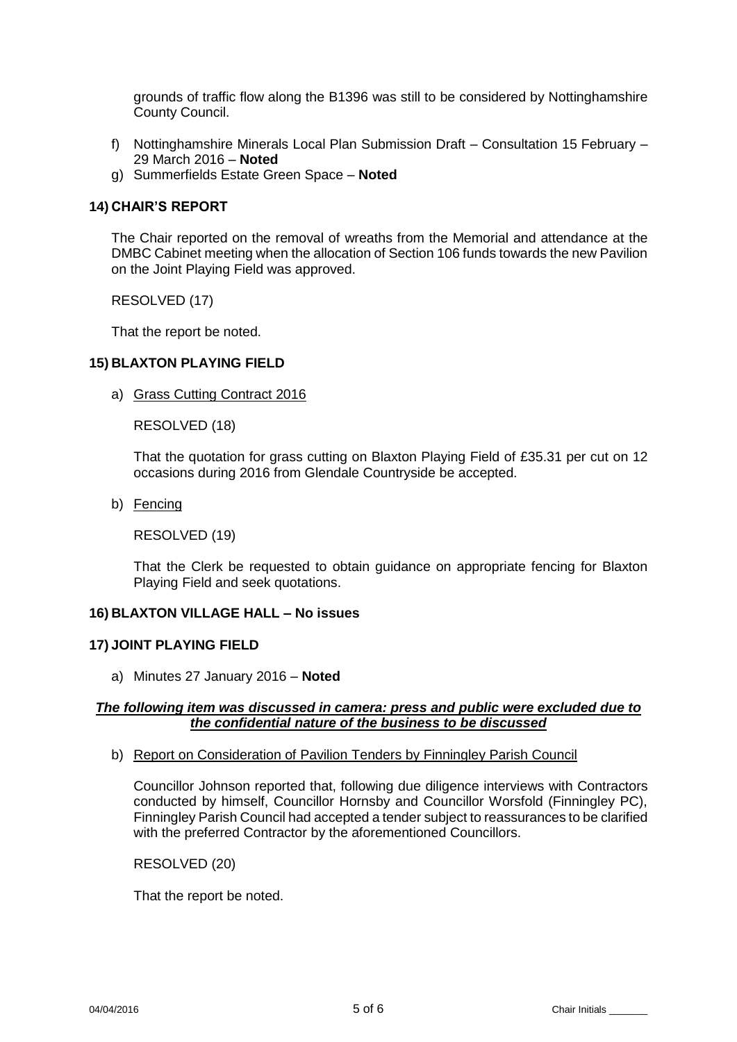grounds of traffic flow along the B1396 was still to be considered by Nottinghamshire County Council.

f) Nottinghamshire Minerals Local Plan Submission Draft – Consultation 15 February – 29 March 2016 – **Noted**
g) Summerfields Estate Green Space – **Noted**

## 14) CHAIR'S REPORT

The Chair reported on the removal of wreaths from the Memorial and attendance at the DMBC Cabinet meeting when the allocation of Section 106 funds towards the new Pavilion on the Joint Playing Field was approved.

RESOLVED (17)

That the report be noted.

## 15) BLAXTON PLAYING FIELD

a) Grass Cutting Contract 2016

RESOLVED (18)

That the quotation for grass cutting on Blaxton Playing Field of £35.31 per cut on 12 occasions during 2016 from Glendale Countryside be accepted.

b) Fencing

RESOLVED (19)

That the Clerk be requested to obtain guidance on appropriate fencing for Blaxton Playing Field and seek quotations.

## 16) BLAXTON VILLAGE HALL – No issues

## 17) JOINT PLAYING FIELD

a) Minutes 27 January 2016 – **Noted**

***The following item was discussed in camera: press and public were excluded due to the confidential nature of the business to be discussed***

b) Report on Consideration of Pavilion Tenders by Finningley Parish Council

Councillor Johnson reported that, following due diligence interviews with Contractors conducted by himself, Councillor Hornsby and Councillor Worsfold (Finningley PC), Finningley Parish Council had accepted a tender subject to reassurances to be clarified with the preferred Contractor by the aforementioned Councillors.

RESOLVED (20)

That the report be noted.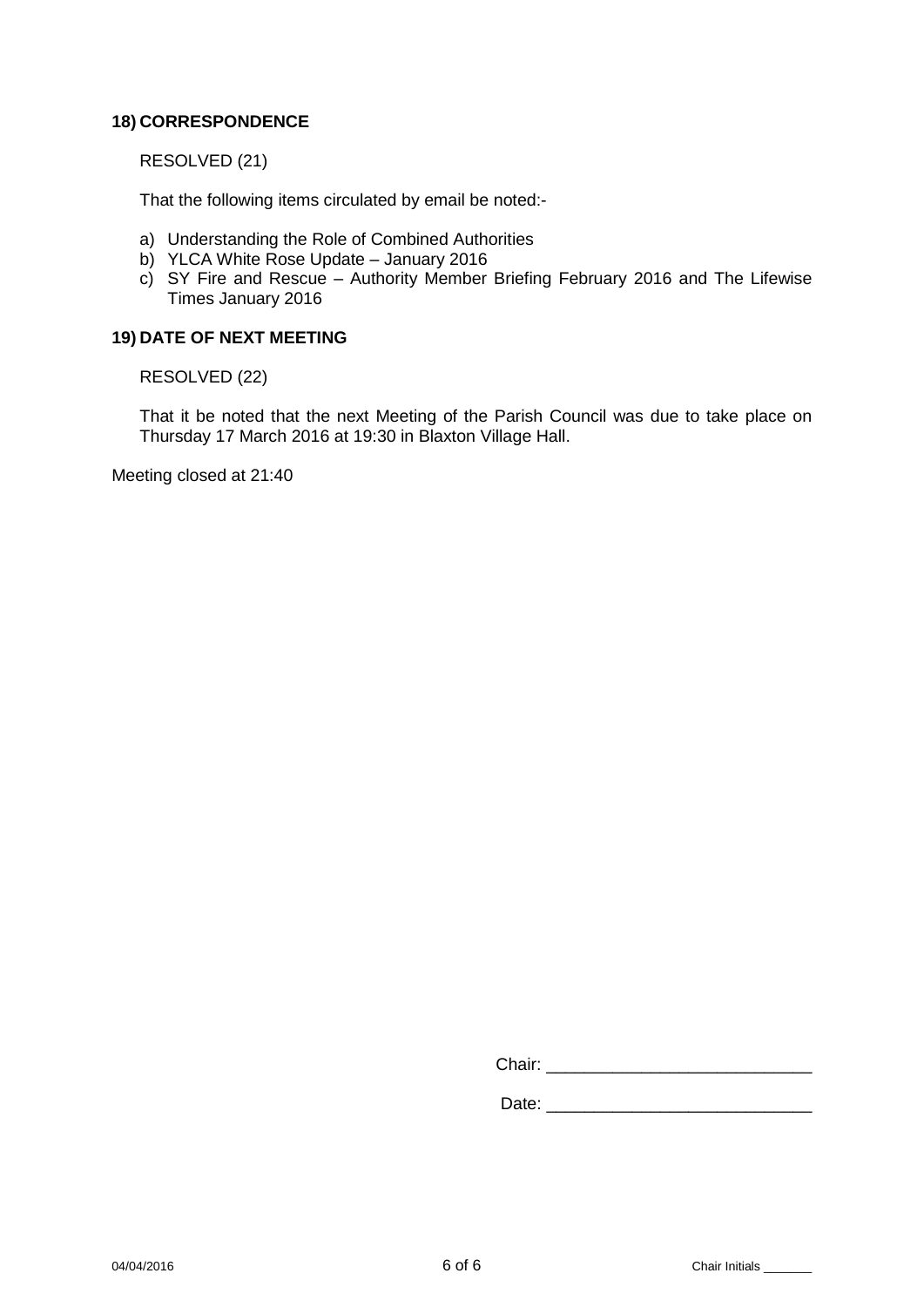**18) CORRESPONDENCE**

RESOLVED (21)

That the following items circulated by email be noted:-

a) Understanding the Role of Combined Authorities
b) YLCA White Rose Update – January 2016
c) SY Fire and Rescue – Authority Member Briefing February 2016 and The Lifewise Times January 2016

**19) DATE OF NEXT MEETING**

RESOLVED (22)

That it be noted that the next Meeting of the Parish Council was due to take place on Thursday 17 March 2016 at 19:30 in Blaxton Village Hall.

Meeting closed at 21:40

Chair: ____________________________

Date: ____________________________

04/04/2016

Chair Initials _______